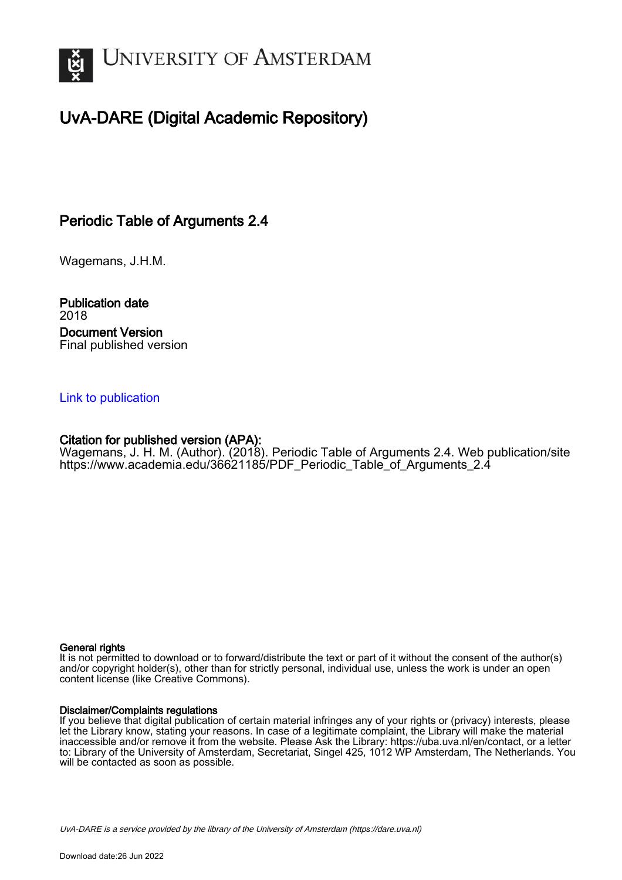# UvA-DARE (Digital Academic Repository)

## Periodic Table of Arguments 2.4

Wagemans, J.H.M.

**Publication date**
2018

**Document Version**
Final published version

[Link to publication](#)

**Citation for published version (APA):**
Wagemans, J. H. M. (Author). (2018). Periodic Table of Arguments 2.4. Web publication/site https://www.academia.edu/36621185/PDF_Periodic_Table_of_Arguments_2.4

**General rights**
It is not permitted to download or to forward/distribute the text or part of it without the consent of the author(s) and/or copyright holder(s), other than for strictly personal, individual use, unless the work is under an open content license (like Creative Commons).

**Disclaimer/Complaints regulations**
If you believe that digital publication of certain material infringes any of your rights or (privacy) interests, please let the Library know, stating your reasons. In case of a legitimate complaint, the Library will make the material inaccessible and/or remove it from the website. Please Ask the Library: https://uba.uva.nl/en/contact, or a letter to: Library of the University of Amsterdam, Secretariat, Singel 425, 1012 WP Amsterdam, The Netherlands. You will be contacted as soon as possible.

*UvA-DARE is a service provided by the library of the University of Amsterdam (https://dare.uva.nl)*

Download date:26 Jun 2022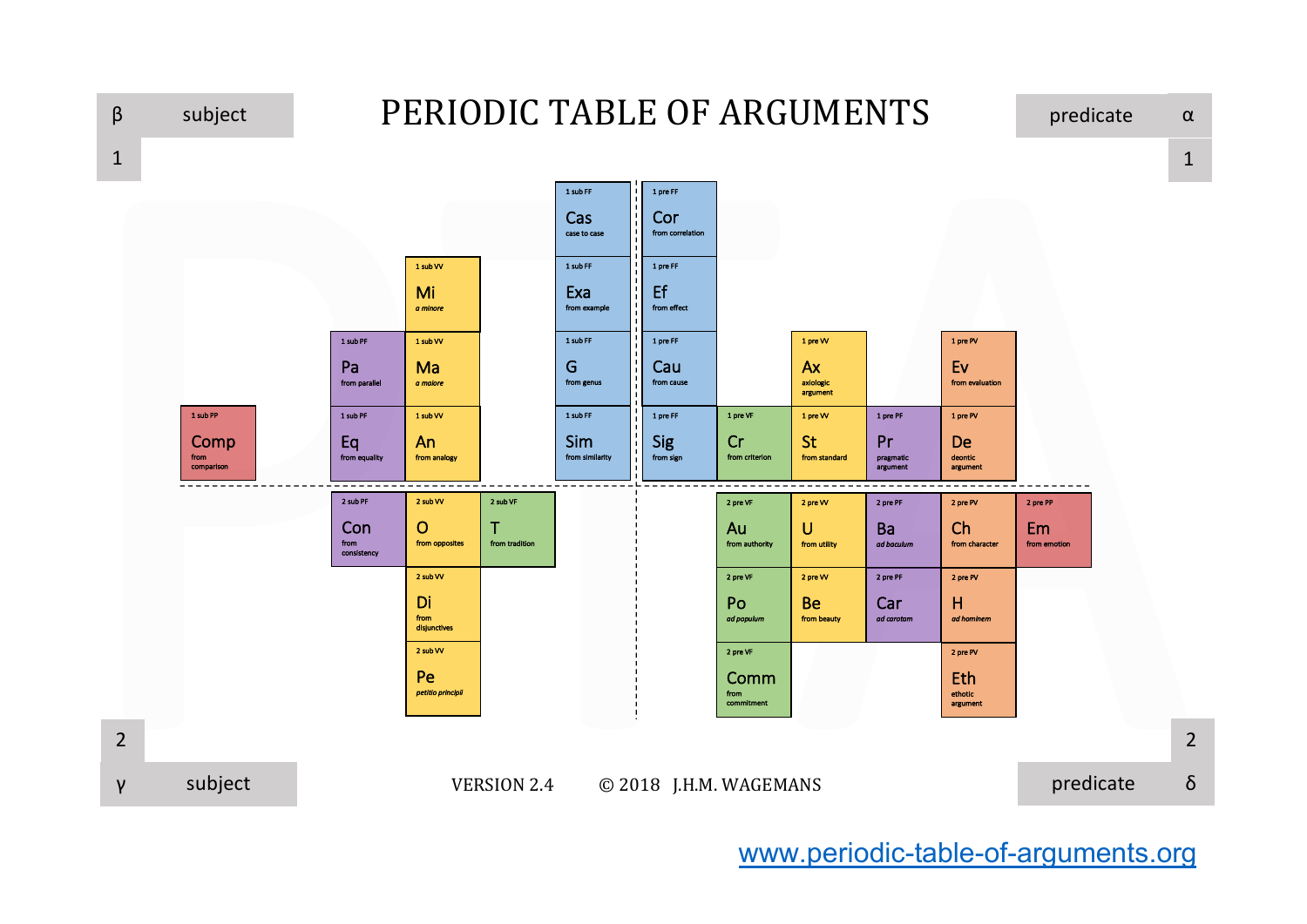# PERIODIC TABLE OF ARGUMENTS

β subject 1

predicate α 1

**Quadrant 1 – subject**

- 1 sub PP — Comp — from comparison
- 1 sub PF — Pa — from parallel
- 1 sub PF — Eq — from equality
- 1 sub VV — Mi — *a minore*
- 1 sub VV — Ma — *a maiore*
- 1 sub VV — An — from analogy
- 1 sub FF — Cas — case to case
- 1 sub FF — Exa — from example
- 1 sub FF — G — from genus
- 1 sub FF — Sim — from similarity

**Quadrant 1 – predicate**

- 1 pre FF — Cor — from correlation
- 1 pre FF — Ef — from effect
- 1 pre FF — Cau — from cause
- 1 pre FF — Sig — from sign
- 1 pre VF — Cr — from criterion
- 1 pre VV — Ax — axiologic argument
- 1 pre VV — St — from standard
- 1 pre PF — Pr — pragmatic argument
- 1 pre PV — Ev — from evaluation
- 1 pre PV — De — deontic argument

**Quadrant 2 – subject**

- 2 sub PF — Con — from consistency
- 2 sub VV — O — from opposites
- 2 sub VF — T — from tradition
- 2 sub VV — Di — from disjunctives
- 2 sub VV — Pe — *petitio principii*

**Quadrant 2 – predicate**

- 2 pre VF — Au — from authority
- 2 pre VV — U — from utility
- 2 pre PF — Ba — *ad baculum*
- 2 pre PV — Ch — from character
- 2 pre PP — Em — from emotion
- 2 pre VF — Po — *ad populum*
- 2 pre VV — Be — from beauty
- 2 pre PF — Car — *ad carotam*
- 2 pre PV — H — *ad hominem*
- 2 pre VF — Comm — from commitment
- 2 pre PV — Eth — ethotic argument

2 γ subject

2 predicate δ

VERSION 2.4 © 2018 J.H.M. WAGEMANS

www.periodic-table-of-arguments.org